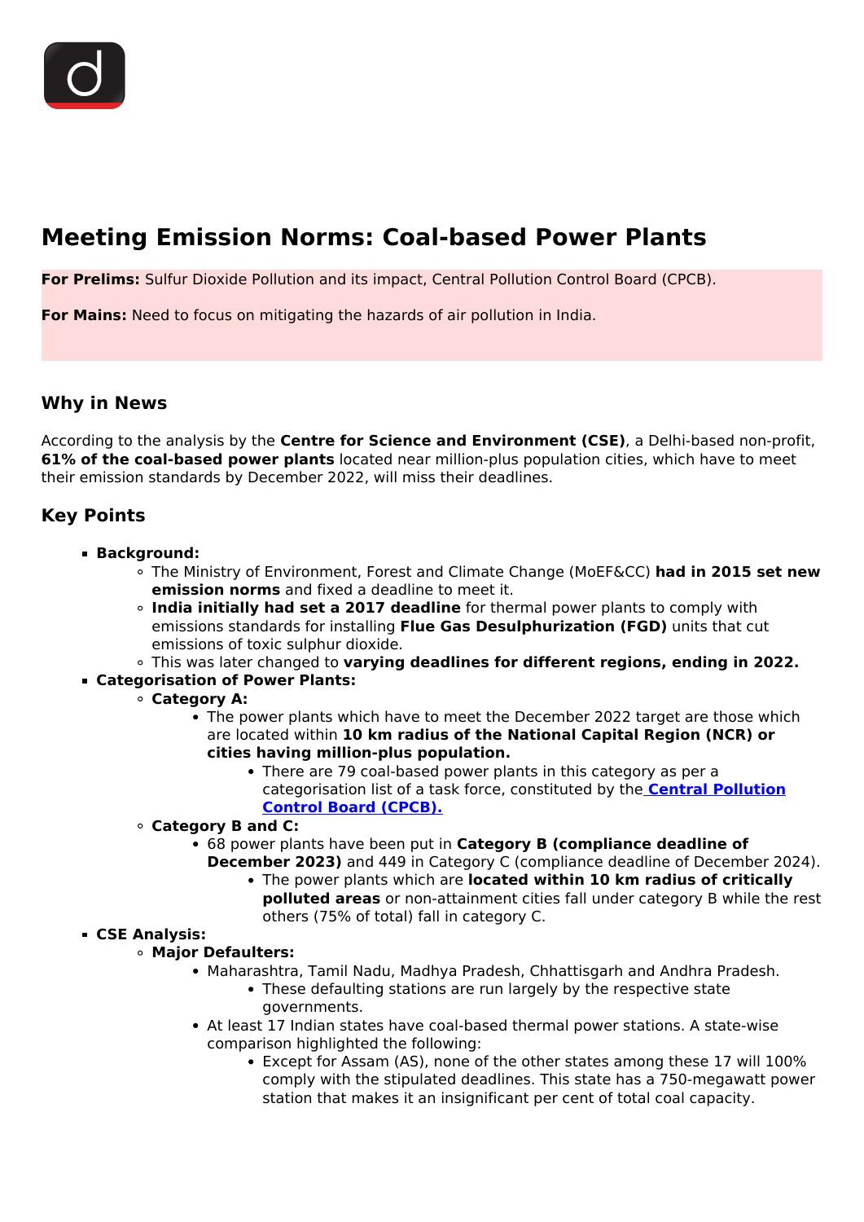# Meeting Emission Norms: Coal-based Power Plants

**For Prelims:** Sulfur Dioxide Pollution and its impact, Central Pollution Control Board (CPCB).

**For Mains:** Need to focus on mitigating the hazards of air pollution in India.

## Why in News

According to the analysis by the **Centre for Science and Environment (CSE)**, a Delhi-based non-profit, **61% of the coal-based power plants** located near million-plus population cities, which have to meet their emission standards by December 2022, will miss their deadlines.

## Key Points

- **Background:**
    - The Ministry of Environment, Forest and Climate Change (MoEF&CC) **had in 2015 set new emission norms** and fixed a deadline to meet it.
    - **India initially had set a 2017 deadline** for thermal power plants to comply with emissions standards for installing **Flue Gas Desulphurization (FGD)** units that cut emissions of toxic sulphur dioxide.
    - This was later changed to **varying deadlines for different regions, ending in 2022.**
- **Categorisation of Power Plants:**
    - **Category A:**
        - The power plants which have to meet the December 2022 target are those which are located within **10 km radius of the National Capital Region (NCR) or cities having million-plus population.**
            - There are 79 coal-based power plants in this category as per a categorisation list of a task force, constituted by the **Central Pollution Control Board (CPCB).**
    - **Category B and C:**
        - 68 power plants have been put in **Category B (compliance deadline of December 2023)** and 449 in Category C (compliance deadline of December 2024).
            - The power plants which are **located within 10 km radius of critically polluted areas** or non-attainment cities fall under category B while the rest others (75% of total) fall in category C.
- **CSE Analysis:**
    - **Major Defaulters:**
        - Maharashtra, Tamil Nadu, Madhya Pradesh, Chhattisgarh and Andhra Pradesh.
            - These defaulting stations are run largely by the respective state governments.
        - At least 17 Indian states have coal-based thermal power stations. A state-wise comparison highlighted the following:
            - Except for Assam (AS), none of the other states among these 17 will 100% comply with the stipulated deadlines. This state has a 750-megawatt power station that makes it an insignificant per cent of total coal capacity.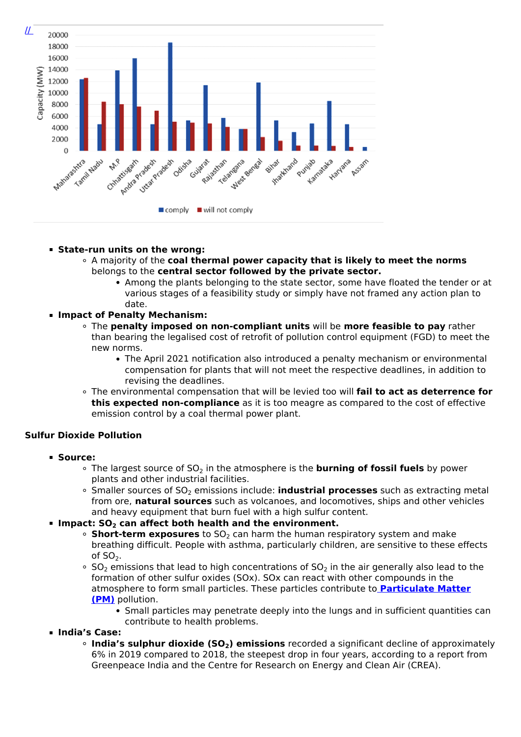//

- **State-run units on the wrong:**
    - A majority of the **coal thermal power capacity that is likely to meet the norms** belongs to the **central sector followed by the private sector.**
        - Among the plants belonging to the state sector, some have floated the tender or at various stages of a feasibility study or simply have not framed any action plan to date.
- **Impact of Penalty Mechanism:**
    - The **penalty imposed on non-compliant units** will be **more feasible to pay** rather than bearing the legalised cost of retrofit of pollution control equipment (FGD) to meet the new norms.
        - The April 2021 notification also introduced a penalty mechanism or environmental compensation for plants that will not meet the respective deadlines, in addition to revising the deadlines.
    - The environmental compensation that will be levied too will **fail to act as deterrence for this expected non-compliance** as it is too meagre as compared to the cost of effective emission control by a coal thermal power plant.

**Sulfur Dioxide Pollution**

- **Source:**
    - The largest source of $SO_2$ in the atmosphere is the **burning of fossil fuels** by power plants and other industrial facilities.
    - Smaller sources of $SO_2$ emissions include: **industrial processes** such as extracting metal from ore, **natural sources** such as volcanoes, and locomotives, ships and other vehicles and heavy equipment that burn fuel with a high sulfur content.
- **Impact: $SO_2$ can affect both health and the environment.**
    - **Short-term exposures** to $SO_2$ can harm the human respiratory system and make breathing difficult. People with asthma, particularly children, are sensitive to these effects of $SO_2$.
    - $SO_2$ emissions that lead to high concentrations of $SO_2$ in the air generally also lead to the formation of other sulfur oxides (SOx). SOx can react with other compounds in the atmosphere to form small particles. These particles contribute to **Particulate Matter (PM)** pollution.
        - Small particles may penetrate deeply into the lungs and in sufficient quantities can contribute to health problems.
- **India's Case:**
    - **India's sulphur dioxide ($SO_2$) emissions** recorded a significant decline of approximately 6% in 2019 compared to 2018, the steepest drop in four years, according to a report from Greenpeace India and the Centre for Research on Energy and Clean Air (CREA).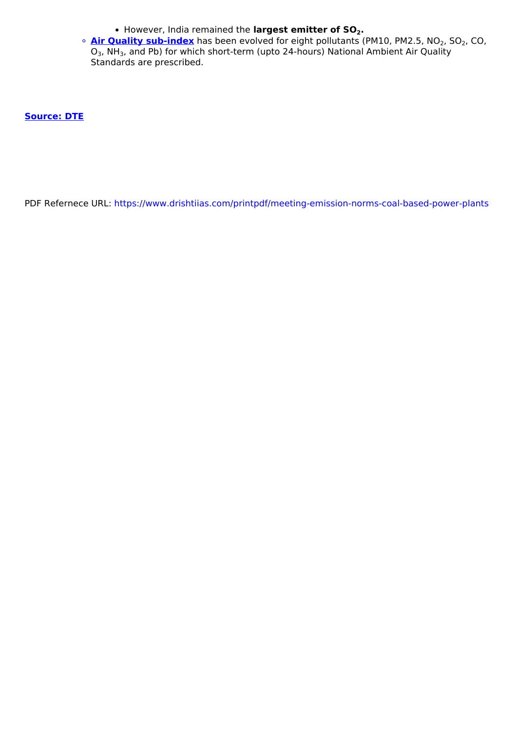- However, India remained the **largest emitter of $SO_2$.**
  - **Air Quality sub-index** has been evolved for eight pollutants (PM10, PM2.5, $NO_2$, $SO_2$, CO, $O_3$, $NH_3$, and Pb) for which short-term (upto 24-hours) National Ambient Air Quality Standards are prescribed.

**Source: DTE**

PDF Refernece URL: https://www.drishtiias.com/printpdf/meeting-emission-norms-coal-based-power-plants